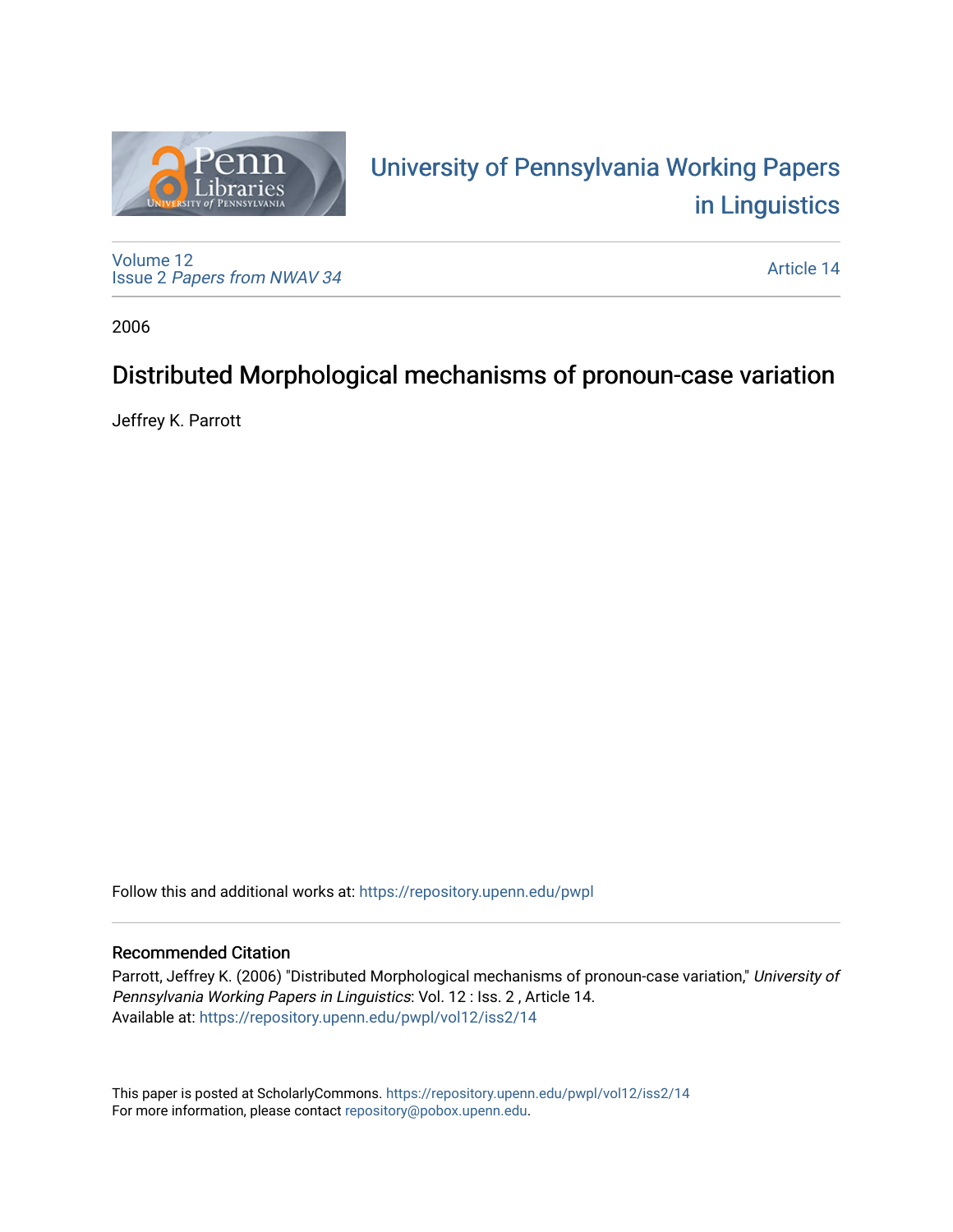# University of Pennsylvania Working Papers in Linguistics

Volume 12
Issue 2 *Papers from NWAV 34*

Article 14

2006

## Distributed Morphological mechanisms of pronoun-case variation

Jeffrey K. Parrott

Follow this and additional works at: https://repository.upenn.edu/pwpl

### Recommended Citation

Parrott, Jeffrey K. (2006) "Distributed Morphological mechanisms of pronoun-case variation," *University of Pennsylvania Working Papers in Linguistics*: Vol. 12 : Iss. 2 , Article 14.
Available at: https://repository.upenn.edu/pwpl/vol12/iss2/14

This paper is posted at ScholarlyCommons. https://repository.upenn.edu/pwpl/vol12/iss2/14
For more information, please contact repository@pobox.upenn.edu.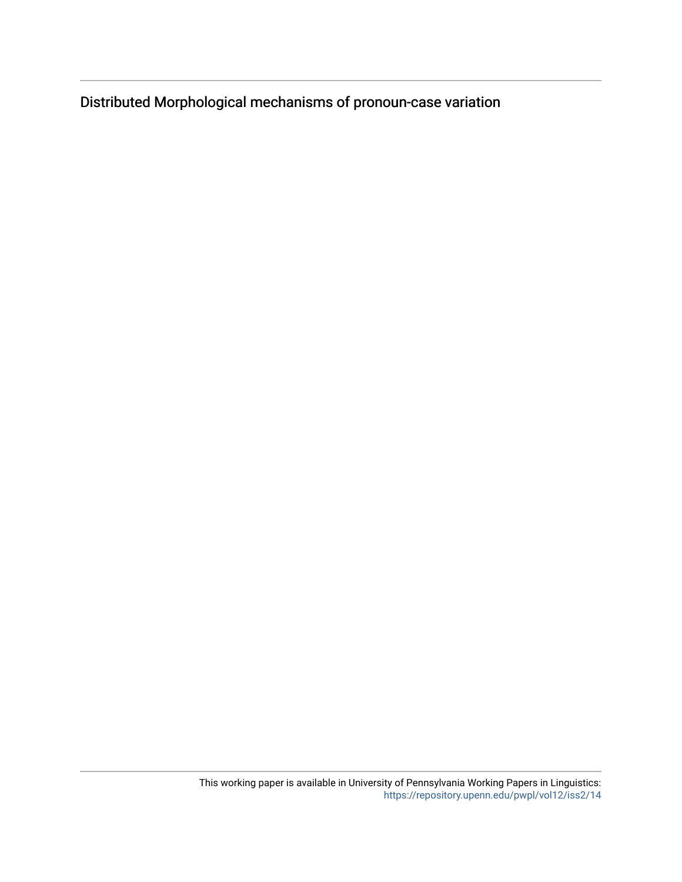Distributed Morphological mechanisms of pronoun-case variation

This working paper is available in University of Pennsylvania Working Papers in Linguistics: https://repository.upenn.edu/pwpl/vol12/iss2/14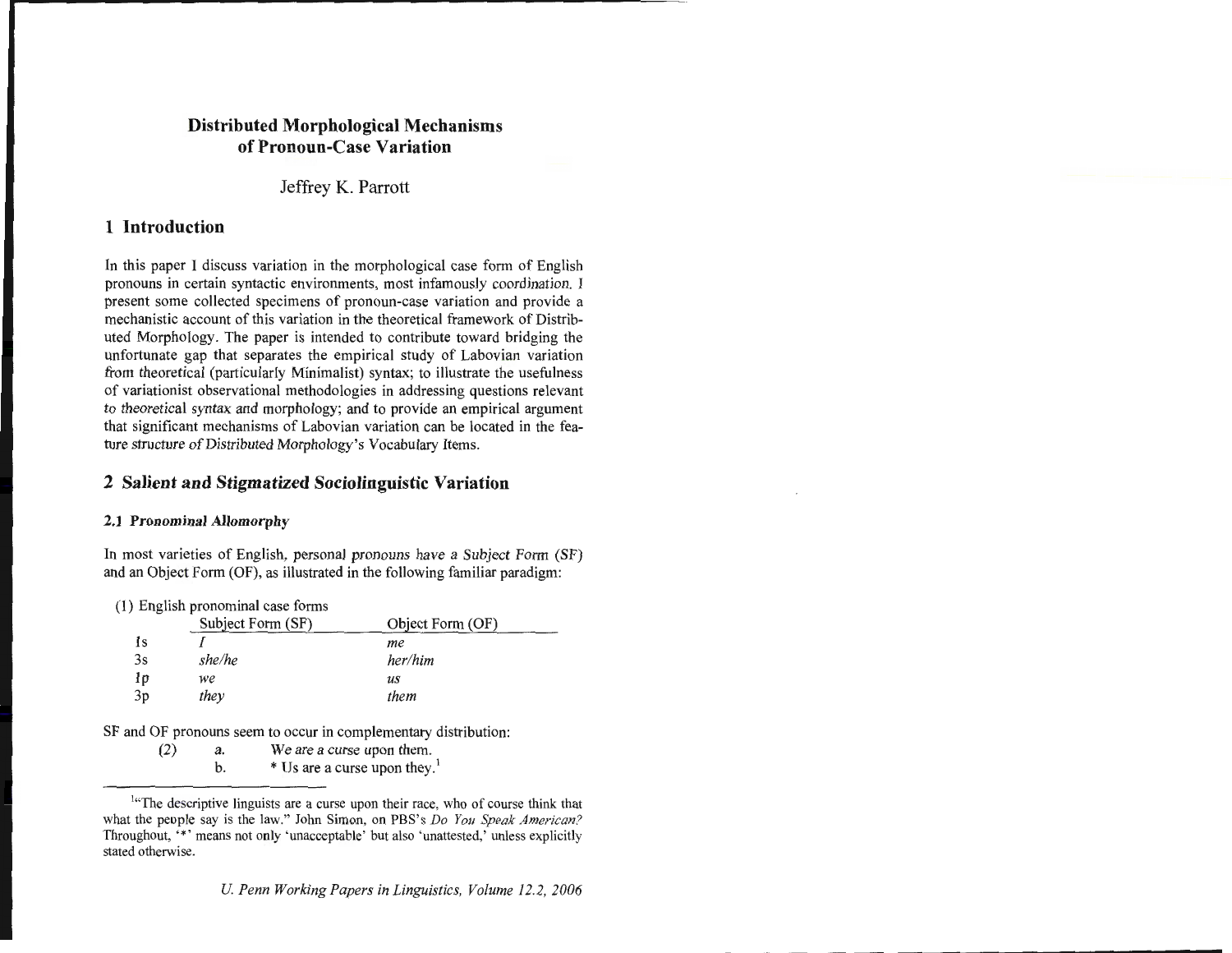# Distributed Morphological Mechanisms of Pronoun-Case Variation

Jeffrey K. Parrott

## 1 Introduction

In this paper I discuss variation in the morphological case form of English pronouns in certain syntactic environments, most infamously coordination. I present some collected specimens of pronoun-case variation and provide a mechanistic account of this variation in the theoretical framework of Distributed Morphology. The paper is intended to contribute toward bridging the unfortunate gap that separates the empirical study of Labovian variation from theoretical (particularly Minimalist) syntax; to illustrate the usefulness of variationist observational methodologies in addressing questions relevant to theoretical syntax and morphology; and to provide an empirical argument that significant mechanisms of Labovian variation can be located in the feature structure of Distributed Morphology's Vocabulary Items.

## 2 Salient and Stigmatized Sociolinguistic Variation

### 2.1 Pronominal Allomorphy

In most varieties of English, personal pronouns have a *Subject Form* (SF) and an Object Form (OF), as illustrated in the following familiar paradigm:

(1) English pronominal case forms

| | Subject Form (SF) | Object Form (OF) |
|---|---|---|
| 1s | *I* | *me* |
| 3s | *she/he* | *her/him* |
| 1p | *we* | *us* |
| 3p | *they* | *them* |

SF and OF pronouns seem to occur in complementary distribution:

(2) a. We are a curse upon them.
b. * Us are a curse upon they.[1]

[1] "The descriptive linguists are a curse upon their race, who of course think that what the people say is the law." John Simon, on PBS's *Do You Speak American?* Throughout, '*' means not only 'unacceptable' but also 'unattested,' unless explicitly stated otherwise.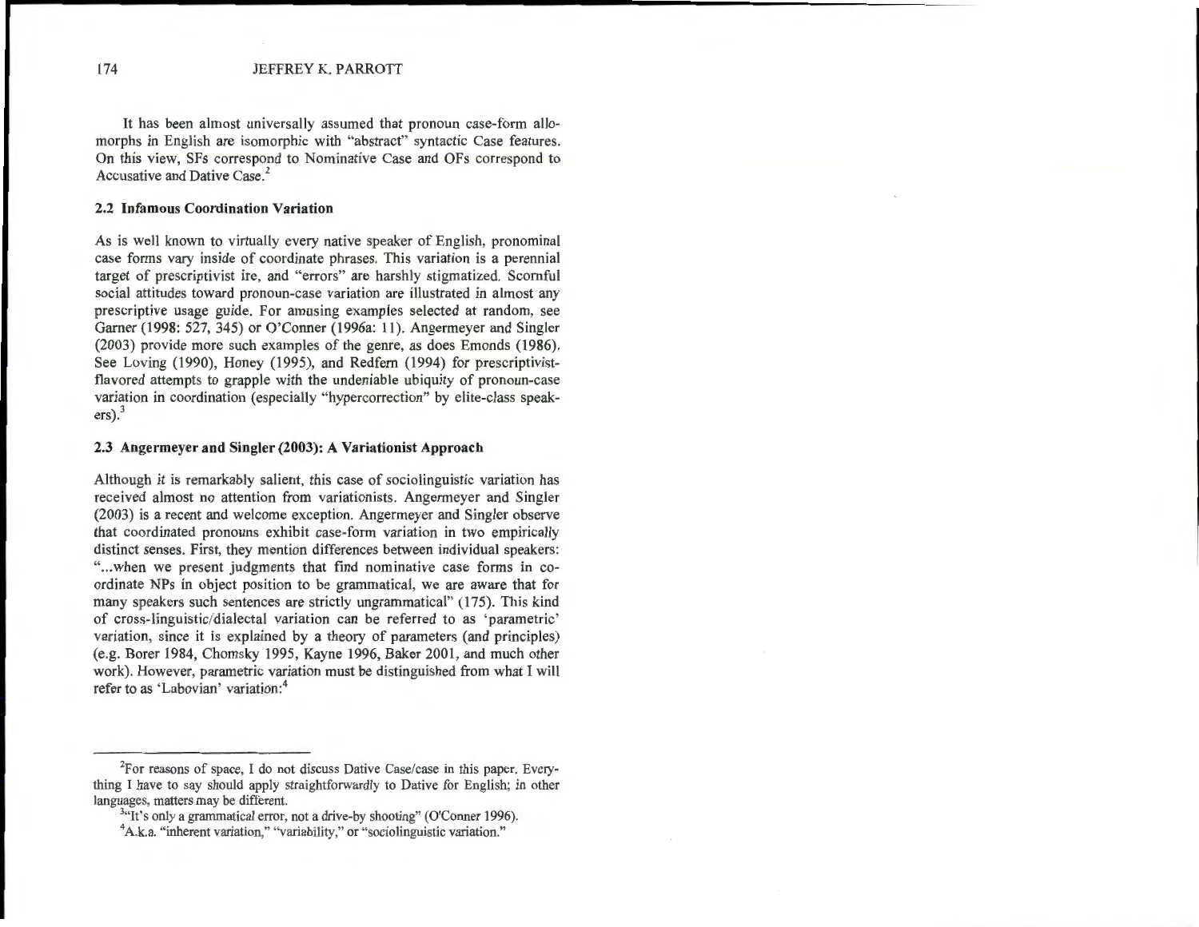It has been almost universally assumed that pronoun case-form allomorphs in English are isomorphic with "abstract" syntactic Case features. On this view, SFs correspond to Nominative Case and OFs correspond to Accusative and Dative Case.[2]

### 2.2 Infamous Coordination Variation

As is well known to virtually every native speaker of English, pronominal case forms vary inside of coordinate phrases. This variation is a perennial target of prescriptivist ire, and "errors" are harshly stigmatized. Scornful social attitudes toward pronoun-case variation are illustrated in almost any prescriptive usage guide. For amusing examples selected at random, see Garner (1998: 527, 345) or O'Conner (1996a: 11). Angermeyer and Singler (2003) provide more such examples of the genre, as does Emonds (1986). See Loving (1990), Honey (1995), and Redfern (1994) for prescriptivist-flavored attempts to grapple with the undeniable ubiquity of pronoun-case variation in coordination (especially "hypercorrection" by elite-class speakers).[3]

### 2.3 Angermeyer and Singler (2003): A Variationist Approach

Although it is remarkably salient, this case of sociolinguistic variation has received almost no attention from variationists. Angermeyer and Singler (2003) is a recent and welcome exception. Angermeyer and Singler observe that coordinated pronouns exhibit case-form variation in two empirically distinct senses. First, they mention differences between individual speakers: "...when we present judgments that find nominative case forms in coordinate NPs in object position to be grammatical, we are aware that for many speakers such sentences are strictly ungrammatical" (175). This kind of cross-linguistic/dialectal variation can be referred to as 'parametric' variation, since it is explained by a theory of parameters (and principles) (e.g. Borer 1984, Chomsky 1995, Kayne 1996, Baker 2001, and much other work). However, parametric variation must be distinguished from what I will refer to as 'Labovian' variation:[4]

---

[2]For reasons of space, I do not discuss Dative Case/case in this paper. Everything I have to say should apply straightforwardly to Dative for English; in other languages, matters may be different.

[3]"It's only a grammatical error, not a drive-by shooting" (O'Conner 1996).

[4]A.k.a. "inherent variation," "variability," or "sociolinguistic variation."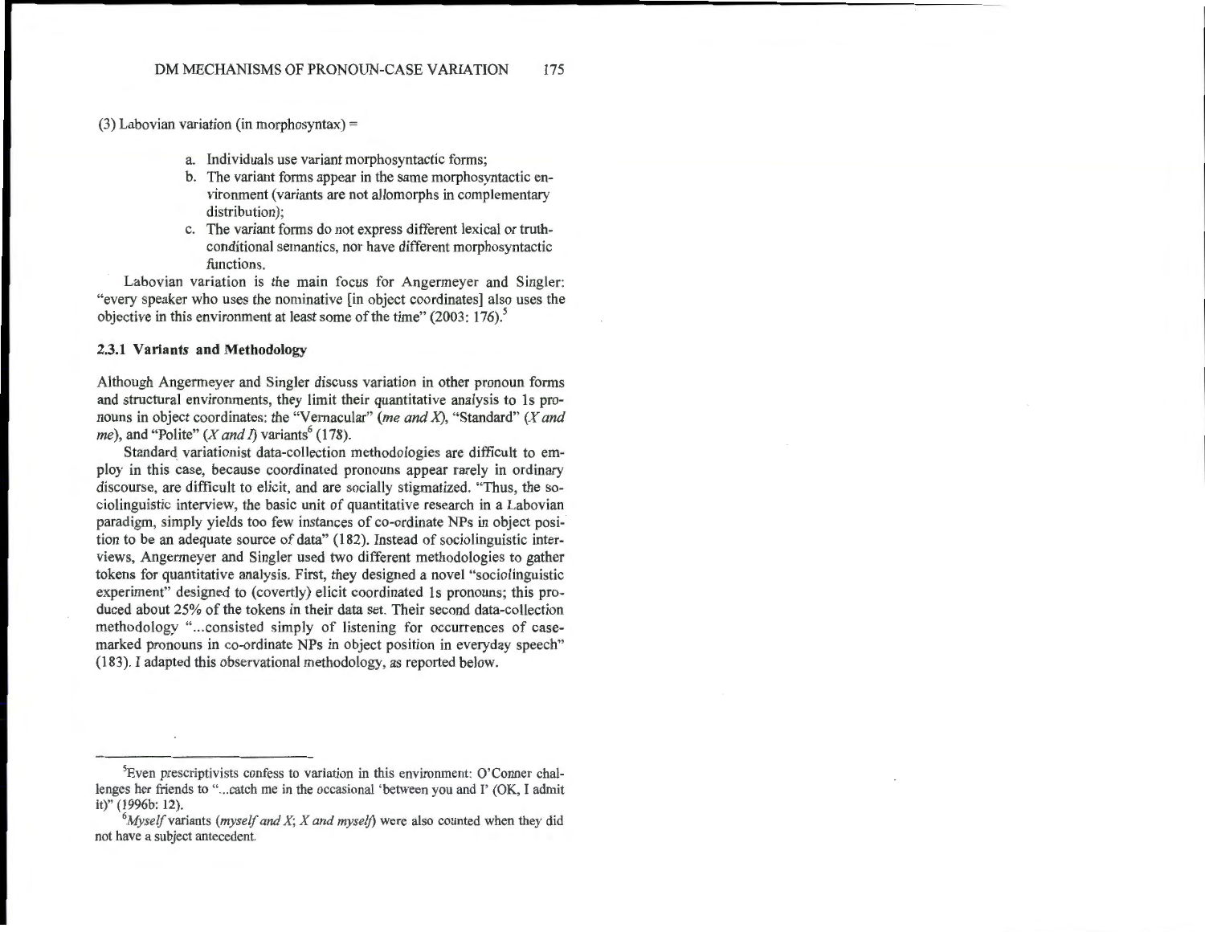(3) Labovian variation (in morphosyntax) =

a. Individuals use variant morphosyntactic forms;
b. The variant forms appear in the same morphosyntactic environment (variants are not allomorphs in complementary distribution);
c. The variant forms do not express different lexical or truth-conditional semantics, nor have different morphosyntactic functions.

Labovian variation is the main focus for Angermeyer and Singler: "every speaker who uses the nominative [in object coordinates] also uses the objective in this environment at least some of the time" (2003: 176).[5]

### 2.3.1 Variants and Methodology

Although Angermeyer and Singler discuss variation in other pronoun forms and structural environments, they limit their quantitative analysis to 1s pronouns in object coordinates: the "Vernacular" (*me and X*), "Standard" (*X and me*), and "Polite" (*X and I*) variants[6] (178).

Standard variationist data-collection methodologies are difficult to employ in this case, because coordinated pronouns appear rarely in ordinary discourse, are difficult to elicit, and are socially stigmatized. "Thus, the sociolinguistic interview, the basic unit of quantitative research in a Labovian paradigm, simply yields too few instances of co-ordinate NPs in object position to be an adequate source of data" (182). Instead of sociolinguistic interviews, Angermeyer and Singler used two different methodologies to gather tokens for quantitative analysis. First, they designed a novel "sociolinguistic experiment" designed to (covertly) elicit coordinated 1s pronouns; this produced about 25% of the tokens in their data set. Their second data-collection methodology "...consisted simply of listening for occurrences of case-marked pronouns in co-ordinate NPs in object position in everyday speech" (183). I adapted this observational methodology, as reported below.

---

[5] Even prescriptivists confess to variation in this environment: O'Conner challenges her friends to "...catch me in the occasional 'between you and I' (OK, I admit it)" (1996b: 12).

[6] *Myself* variants (*myself and X*; *X and myself*) were also counted when they did not have a subject antecedent.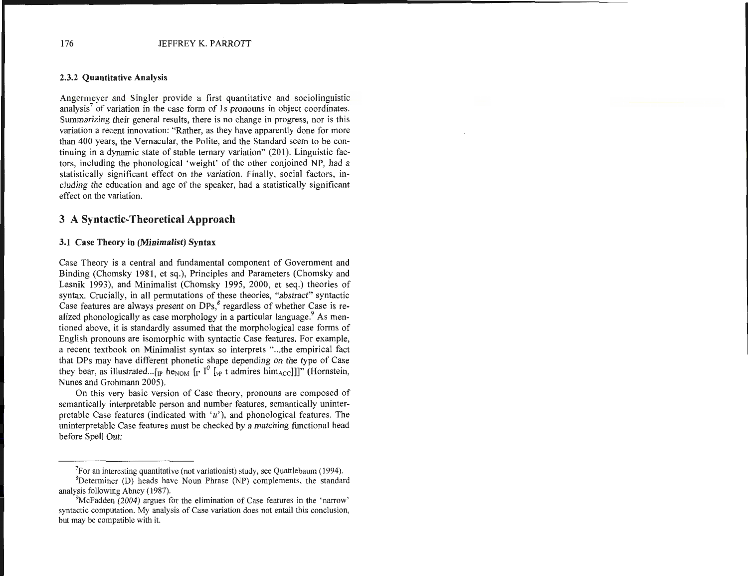### 2.3.2 Quantitative Analysis

Angermeyer and Singler provide a first quantitative and sociolinguistic analysis[7] of variation in the case form of 1s pronouns in object coordinates. Summarizing their general results, there is no change in progress, nor is this variation a recent innovation: "Rather, as they have apparently done for more than 400 years, the Vernacular, the Polite, and the Standard seem to be continuing in a dynamic state of stable ternary variation" (201). Linguistic factors, including the phonological 'weight' of the other conjoined NP, had a statistically significant effect on the variation. Finally, social factors, including the education and age of the speaker, had a statistically significant effect on the variation.

## 3 A Syntactic-Theoretical Approach

### 3.1 Case Theory in (*Minimalist*) Syntax

Case Theory is a central and fundamental component of Government and Binding (Chomsky 1981, et sq.), Principles and Parameters (Chomsky and Lasnik 1993), and Minimalist (Chomsky 1995, 2000, et seq.) theories of syntax. Crucially, in all permutations of these theories, "abstract" syntactic Case features are always present on DPs,[8] regardless of whether Case is realized phonologically as case morphology in a particular language.[9] As mentioned above, it is standardly assumed that the morphological case forms of English pronouns are isomorphic with syntactic Case features. For example, a recent textbook on Minimalist syntax so interprets "...the empirical fact that DPs may have different phonetic shape depending on the type of Case they bear, as illustrated...$[_{IP}$ he$_{NOM}$ $[_{I'}$ $I^0$ $[_{vP}$ t admires him$_{ACC}]]]$" (Hornstein, Nunes and Grohmann 2005).

On this very basic version of Case theory, pronouns are composed of semantically interpretable person and number features, semantically uninterpretable Case features (indicated with '*u*'), and phonological features. The uninterpretable Case features must be checked by a matching functional head before Spell Out:

---

[7]For an interesting quantitative (not variationist) study, see Quattlebaum (1994).

[8]Determiner (D) heads have Noun Phrase (NP) complements, the standard analysis following Abney (1987).

[9]McFadden (2004) argues for the elimination of Case features in the 'narrow' syntactic computation. My analysis of Case variation does not entail this conclusion, but may be compatible with it.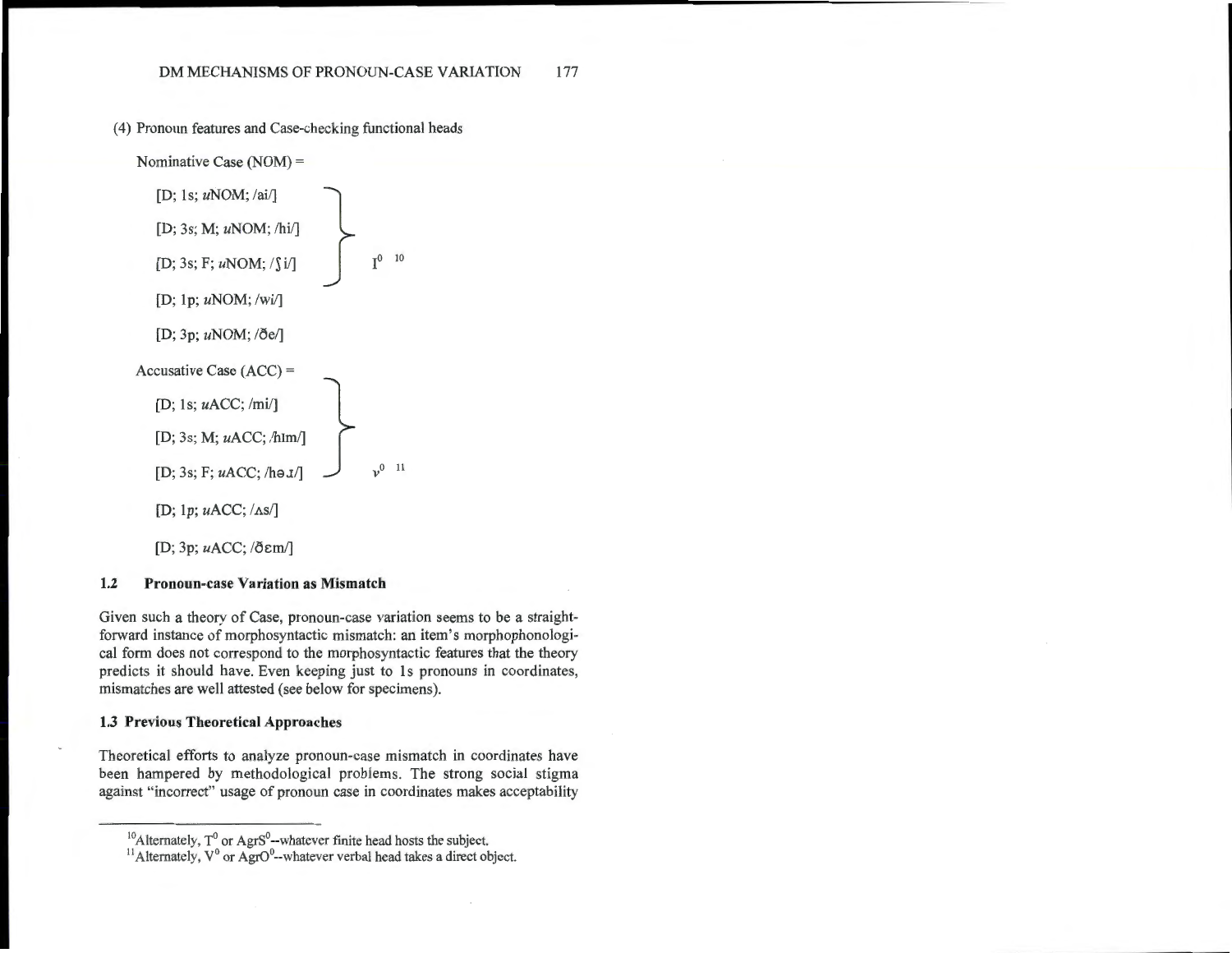(4) Pronoun features and Case-checking functional heads

Nominative Case (NOM) =

[D; 1s; *u*NOM; /ai/]

[D; 3s; M; *u*NOM; /hi/]

[D; 3s; F; *u*NOM; /ʃi/] } $I^0$ [10]

[D; 1p; *u*NOM; /wi/]

[D; 3p; *u*NOM; /ðe/]

Accusative Case (ACC) =

[D; 1s; *u*ACC; /mi/]

[D; 3s; M; *u*ACC; /hɪm/]

[D; 3s; F; *u*ACC; /həɹ/] } $v^0$ [11]

[D; 1p; *u*ACC; /ʌs/]

[D; 3p; *u*ACC; /ðɛm/]

### 1.2 Pronoun-case Variation as Mismatch

Given such a theory of Case, pronoun-case variation seems to be a straightforward instance of morphosyntactic mismatch: an item's morphophonological form does not correspond to the morphosyntactic features that the theory predicts it should have. Even keeping just to 1s pronouns in coordinates, mismatches are well attested (see below for specimens).

### 1.3 Previous Theoretical Approaches

Theoretical efforts to analyze pronoun-case mismatch in coordinates have been hampered by methodological problems. The strong social stigma against "incorrect" usage of pronoun case in coordinates makes acceptability

---

[10] Alternately, $T^0$ or $AgrS^0$--whatever finite head hosts the subject.

[11] Alternately, $V^0$ or $AgrO^0$--whatever verbal head takes a direct object.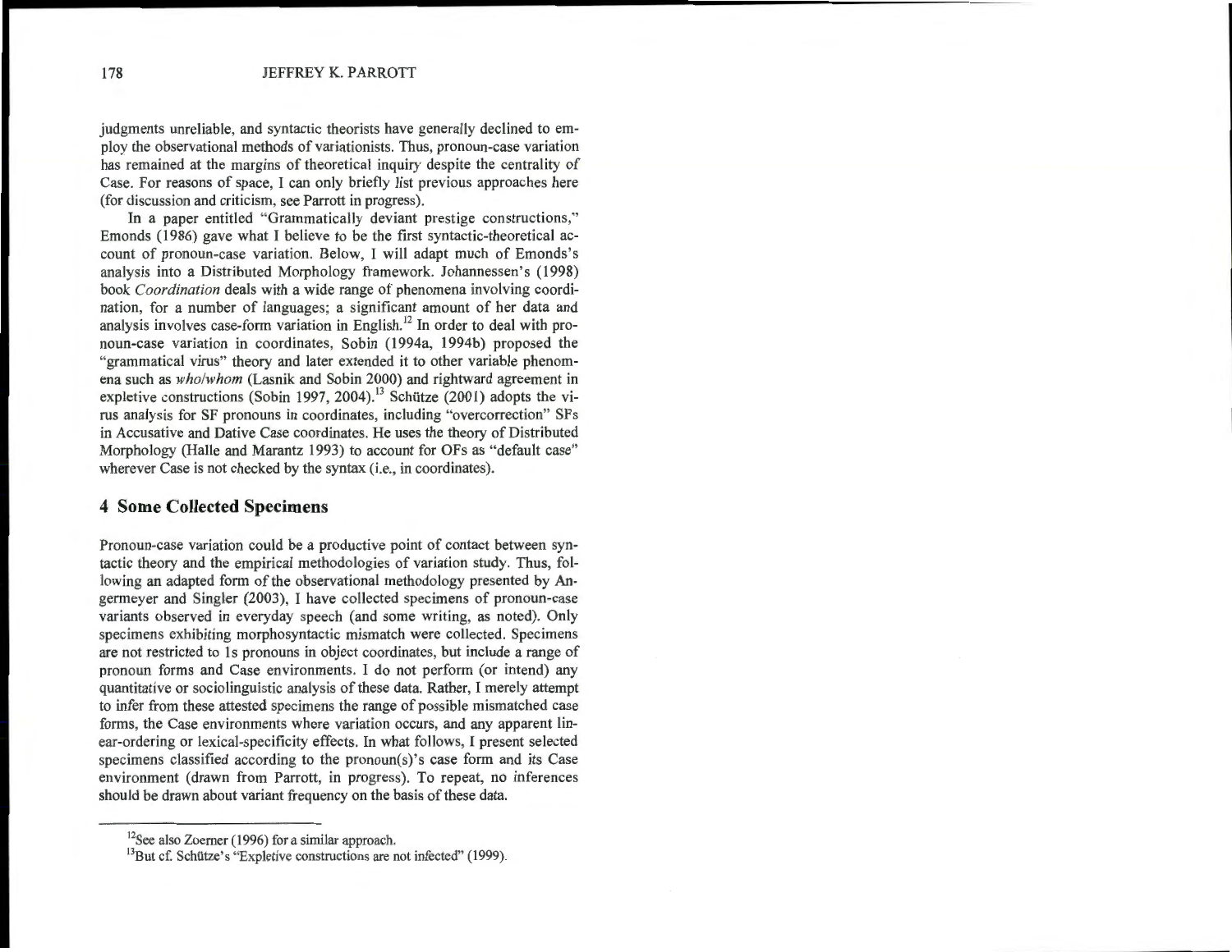judgments unreliable, and syntactic theorists have generally declined to employ the observational methods of variationists. Thus, pronoun-case variation has remained at the margins of theoretical inquiry despite the centrality of Case. For reasons of space, I can only briefly list previous approaches here (for discussion and criticism, see Parrott in progress).

In a paper entitled "Grammatically deviant prestige constructions," Emonds (1986) gave what I believe to be the first syntactic-theoretical account of pronoun-case variation. Below, I will adapt much of Emonds's analysis into a Distributed Morphology framework. Johannessen's (1998) book *Coordination* deals with a wide range of phenomena involving coordination, for a number of languages; a significant amount of her data and analysis involves case-form variation in English.[12] In order to deal with pronoun-case variation in coordinates, Sobin (1994a, 1994b) proposed the "grammatical virus" theory and later extended it to other variable phenomena such as *who/whom* (Lasnik and Sobin 2000) and rightward agreement in expletive constructions (Sobin 1997, 2004).[13] Schütze (2001) adopts the virus analysis for SF pronouns in coordinates, including "overcorrection" SFs in Accusative and Dative Case coordinates. He uses the theory of Distributed Morphology (Halle and Marantz 1993) to account for OFs as "default case" wherever Case is not checked by the syntax (i.e., in coordinates).

## 4 Some Collected Specimens

Pronoun-case variation could be a productive point of contact between syntactic theory and the empirical methodologies of variation study. Thus, following an adapted form of the observational methodology presented by Angermeyer and Singler (2003), I have collected specimens of pronoun-case variants observed in everyday speech (and some writing, as noted). Only specimens exhibiting morphosyntactic mismatch were collected. Specimens are not restricted to 1s pronouns in object coordinates, but include a range of pronoun forms and Case environments. I do not perform (or intend) any quantitative or sociolinguistic analysis of these data. Rather, I merely attempt to infer from these attested specimens the range of possible mismatched case forms, the Case environments where variation occurs, and any apparent linear-ordering or lexical-specificity effects. In what follows, I present selected specimens classified according to the pronoun(s)'s case form and its Case environment (drawn from Parrott, in progress). To repeat, no inferences should be drawn about variant frequency on the basis of these data.

---

[12] See also Zoerner (1996) for a similar approach.

[13] But cf. Schütze's "Expletive constructions are not infected" (1999).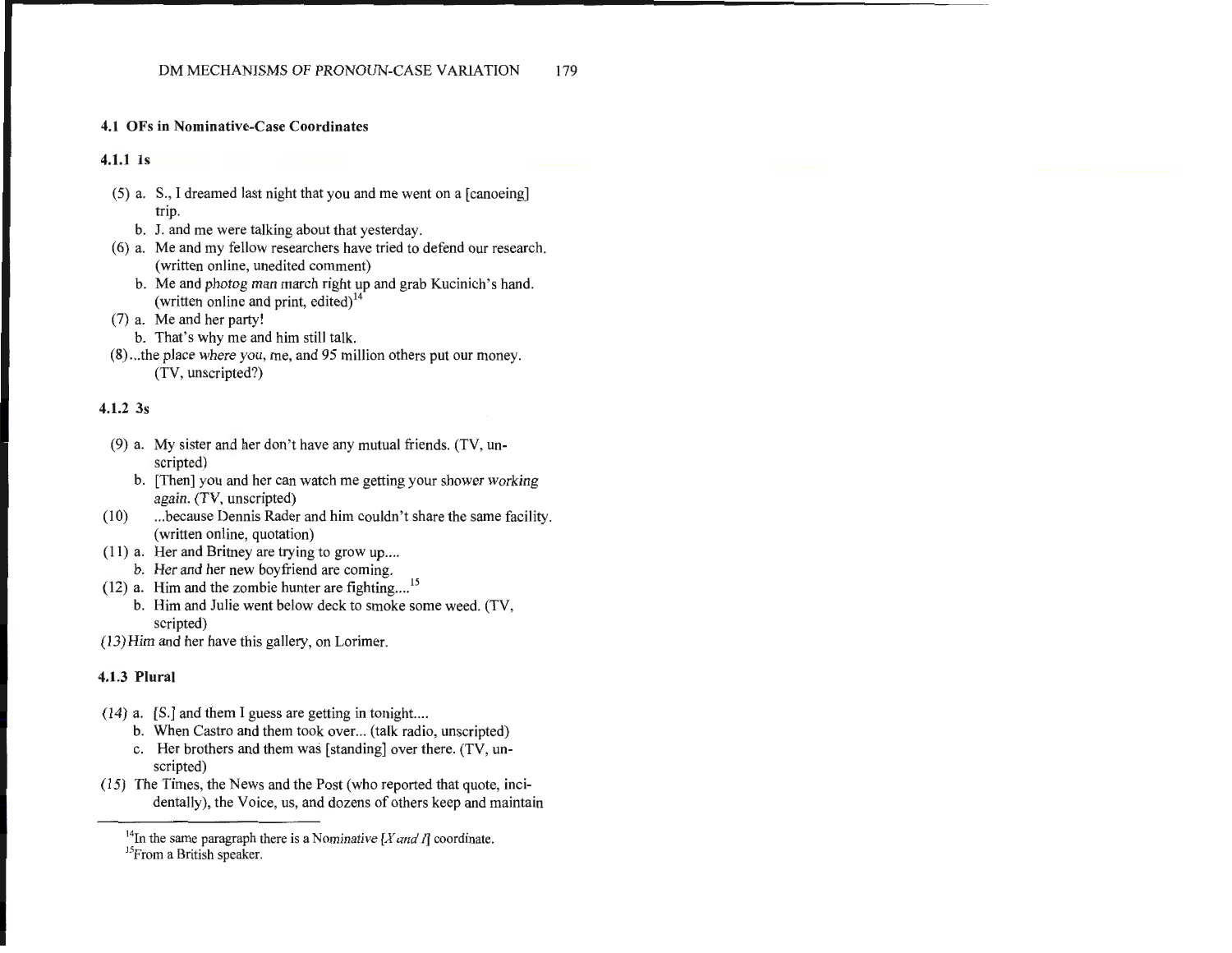### 4.1 OFs in Nominative-Case Coordinates

#### 4.1.1 1s

(5) a. S., I dreamed last night that you and me went on a [canoeing] trip.
  b. J. and me were talking about that yesterday.

(6) a. Me and my fellow researchers have tried to defend our research. (written online, unedited comment)
  b. Me and *photog man* march right up and grab Kucinich's hand. (written online and print, edited)[14]

(7) a. Me and her party!
  b. That's why me and him still talk.

(8) ...the place *where you*, me, and 95 million others put our money. (TV, unscripted?)

#### 4.1.2 3s

(9) a. My sister and her don't have any mutual friends. (TV, unscripted)
  b. [Then] you and her can watch me getting your shower *working again*. (TV, unscripted)

(10) ...because Dennis Rader and him couldn't share the same facility. (written online, quotation)

(11) a. Her and Britney are trying to grow up....
  b. *Her and* her new boyfriend are coming.

(12) a. Him and the zombie hunter are fighting....[15]
  b. Him and Julie went below deck to smoke some weed. (TV, scripted)

(13) *Him* and her have this gallery, on Lorimer.

#### 4.1.3 Plural

(14) a. [S.] and them I guess are getting in tonight....
  b. When Castro and them took over... (talk radio, unscripted)
  c. Her brothers and them was [standing] over there. (TV, unscripted)

(15) The Times, the News and the Post (who reported that quote, incidentally), the Voice, us, and dozens of others keep and maintain

---

[14] In the same paragraph there is a Nominative [*X and I*] coordinate.

[15] From a British speaker.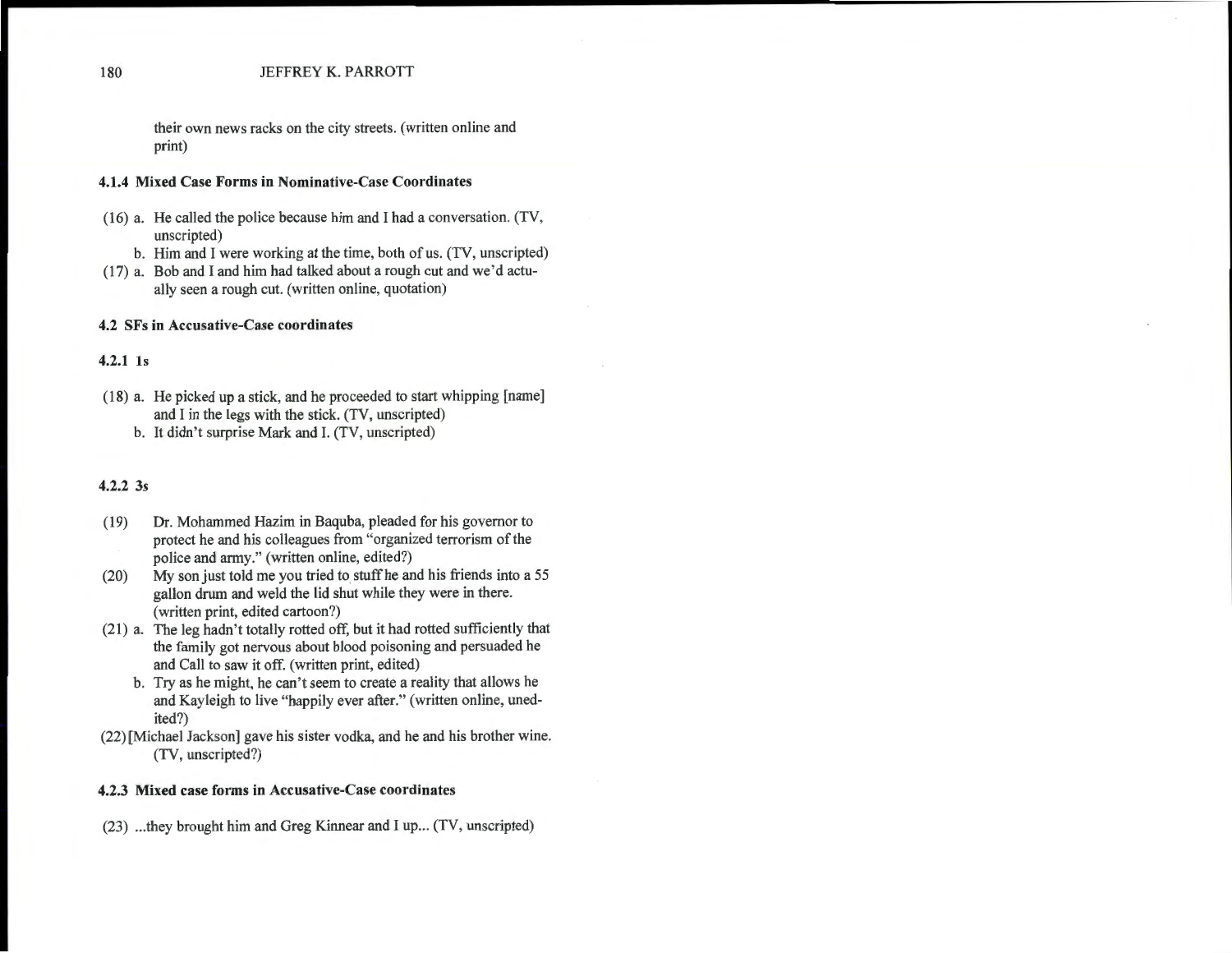their own news racks on the city streets. (written online and print)

#### 4.1.4 Mixed Case Forms in Nominative-Case Coordinates

(16) a. He called the police because him and I had a conversation. (TV, unscripted)

b. Him and I were working at the time, both of us. (TV, unscripted)

(17) a. Bob and I and him had talked about a rough cut and we'd actually seen a rough cut. (written online, quotation)

### 4.2 SFs in Accusative-Case coordinates

#### 4.2.1 1s

(18) a. He picked up a stick, and he proceeded to start whipping [name] and I in the legs with the stick. (TV, unscripted)

b. It didn't surprise Mark and I. (TV, unscripted)

#### 4.2.2 3s

(19) Dr. Mohammed Hazim in Baquba, pleaded for his governor to protect he and his colleagues from "organized terrorism of the police and army." (written online, edited?)

(20) My son just told me you tried to stuff he and his friends into a 55 gallon drum and weld the lid shut while they were in there. (written print, edited cartoon?)

(21) a. The leg hadn't totally rotted off, but it had rotted sufficiently that the family got nervous about blood poisoning and persuaded he and Call to saw it off. (written print, edited)

b. Try as he might, he can't seem to create a reality that allows he and Kayleigh to live "happily ever after." (written online, unedited?)

(22) [Michael Jackson] gave his sister vodka, and he and his brother wine. (TV, unscripted?)

#### 4.2.3 Mixed case forms in Accusative-Case coordinates

(23) ...they brought him and Greg Kinnear and I up... (TV, unscripted)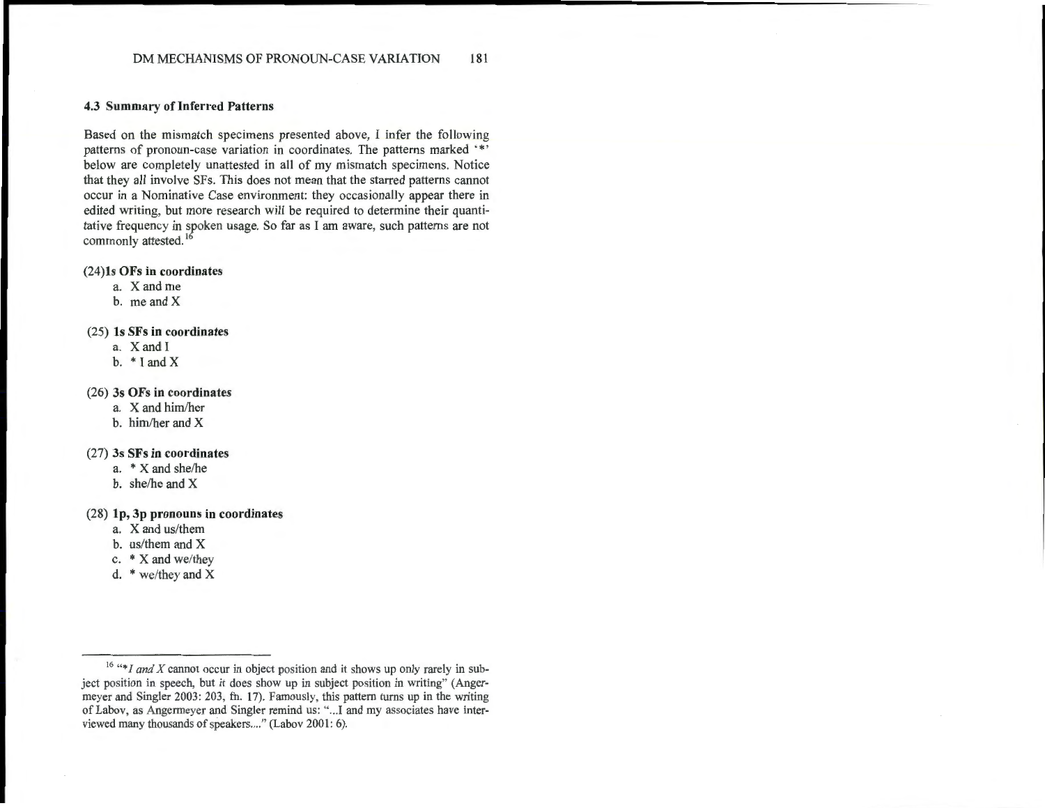### 4.3 Summary of Inferred Patterns

Based on the mismatch specimens presented above, I infer the following patterns of pronoun-case variation in coordinates. The patterns marked '*' below are completely unattested in all of my mismatch specimens. Notice that they *all* involve SFs. This does not mean that the starred patterns cannot occur in a Nominative Case environment: they occasionally appear there in edited writing, but more research will be required to determine their quantitative frequency in spoken usage. So far as I am aware, such patterns are not commonly attested.[16]

(24) **1s OFs in coordinates**

- a. X and me
- b. me and X

(25) **1s SFs in coordinates**

- a. X and I
- b. * I and X

(26) **3s OFs in coordinates**

- a. X and him/her
- b. him/her and X

(27) **3s SFs in coordinates**

- a. * X and she/he
- b. she/he and X

(28) **1p, 3p pronouns in coordinates**

- a. X and us/them
- b. us/them and X
- c. * X and we/they
- d. * we/they and X

---

[16] "**I and X* cannot occur in object position and it shows up only rarely in subject position in speech, but it does show up in subject position in writing" (Angermeyer and Singler 2003: 203, fn. 17). Famously, this pattern turns up in the writing of Labov, as Angermeyer and Singler remind us: "...I and my associates have interviewed many thousands of speakers...." (Labov 2001: 6).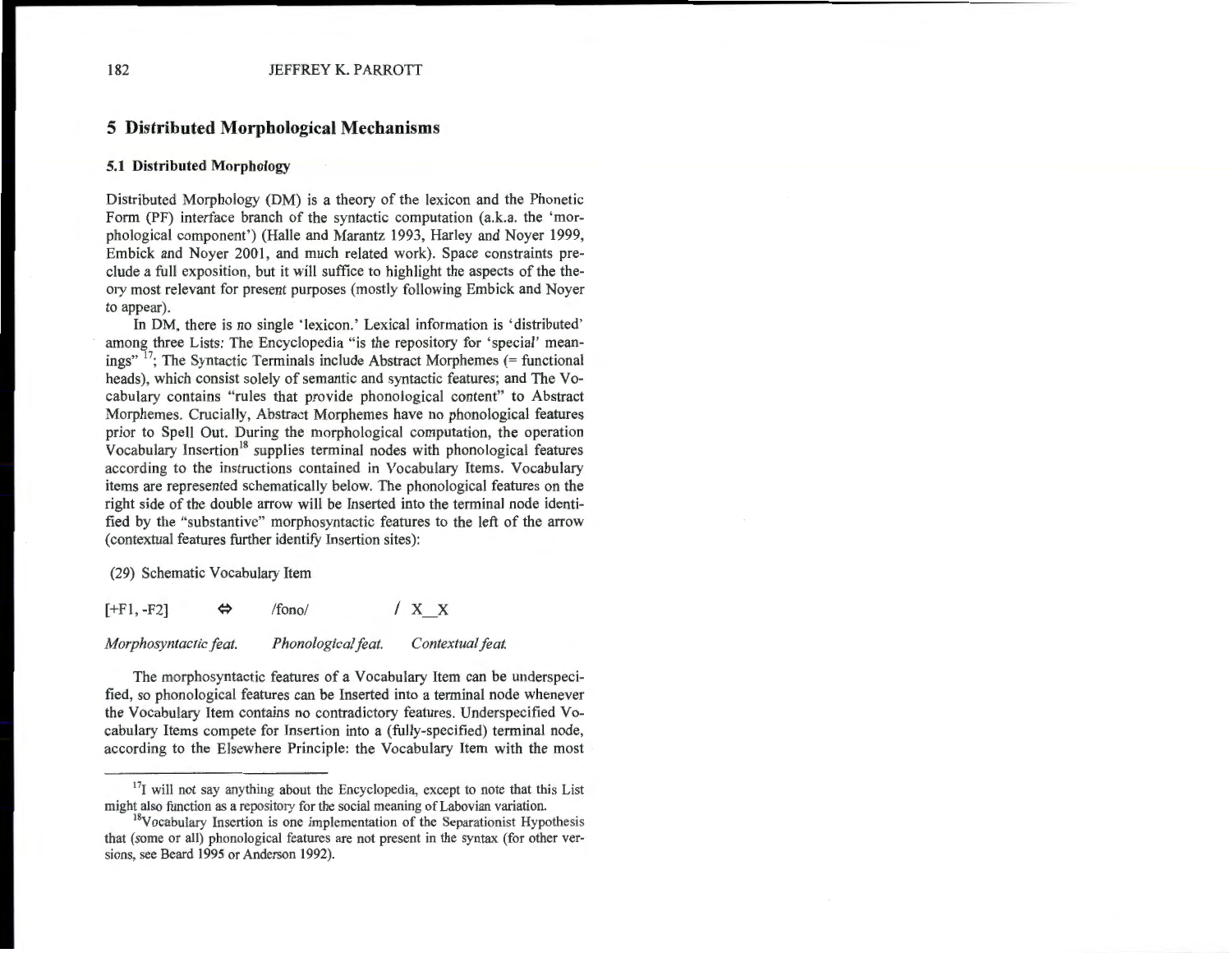## 5 Distributed Morphological Mechanisms

### 5.1 Distributed Morphology

Distributed Morphology (DM) is a theory of the lexicon and the Phonetic Form (PF) interface branch of the syntactic computation (a.k.a. the 'morphological component') (Halle and Marantz 1993, Harley and Noyer 1999, Embick and Noyer 2001, and much related work). Space constraints preclude a full exposition, but it will suffice to highlight the aspects of the theory most relevant for present purposes (mostly following Embick and Noyer to appear).

In DM, there is no single 'lexicon.' Lexical information is 'distributed' among three Lists: The Encyclopedia "is the repository for 'special' meanings" [17]; The Syntactic Terminals include Abstract Morphemes (= functional heads), which consist solely of semantic and syntactic features; and The Vocabulary contains "rules that provide phonological content" to Abstract Morphemes. Crucially, Abstract Morphemes have no phonological features prior to Spell Out. During the morphological computation, the operation Vocabulary Insertion[18] supplies terminal nodes with phonological features according to the instructions contained in Vocabulary Items. Vocabulary items are represented schematically below. The phonological features on the right side of the double arrow will be Inserted into the terminal node identified by the "substantive" morphosyntactic features to the left of the arrow (contextual features further identify Insertion sites):

(29) Schematic Vocabulary Item

| [+F1, -F2] | ⇔ | /fono/ | / X_X |
|---|---|---|---|
| *Morphosyntactic feat.* | | *Phonological feat.* | *Contextual feat.* |

The morphosyntactic features of a Vocabulary Item can be underspecified, so phonological features can be Inserted into a terminal node whenever the Vocabulary Item contains no contradictory features. Underspecified Vocabulary Items compete for Insertion into a (fully-specified) terminal node, according to the Elsewhere Principle: the Vocabulary Item with the most

---

[17] I will not say anything about the Encyclopedia, except to note that this List might also function as a repository for the social meaning of Labovian variation.

[18] Vocabulary Insertion is one implementation of the Separationist Hypothesis that (some or all) phonological features are not present in the syntax (for other versions, see Beard 1995 or Anderson 1992).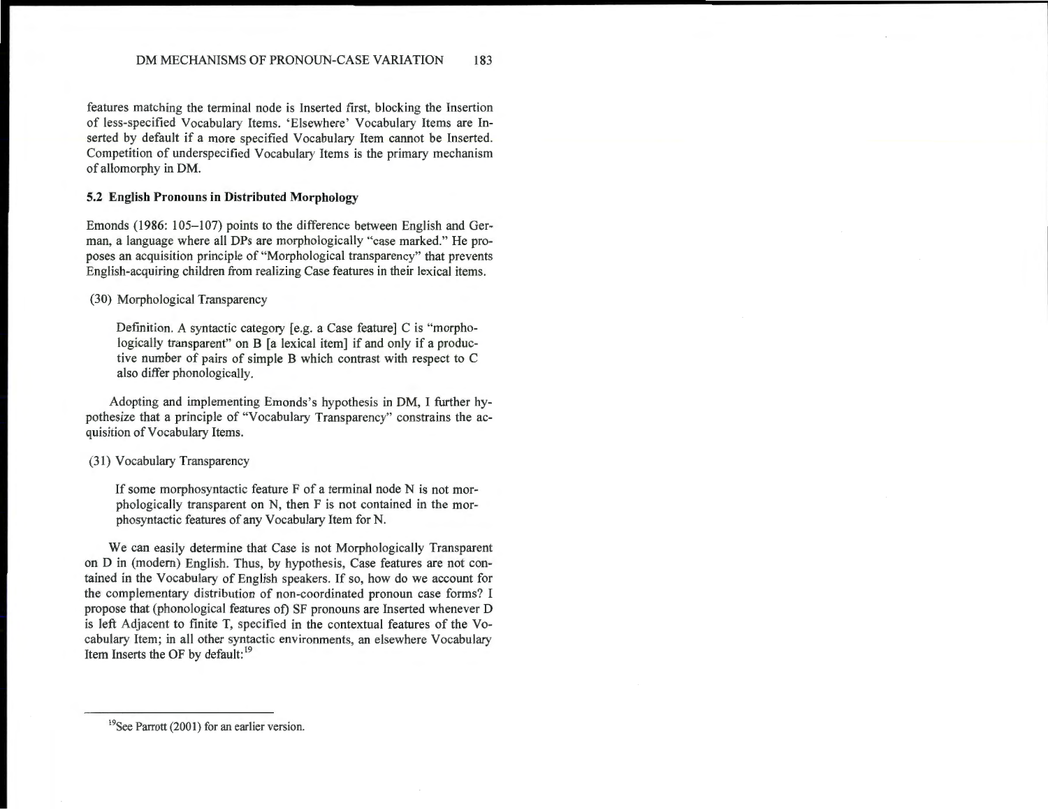features matching the terminal node is Inserted first, blocking the Insertion of less-specified Vocabulary Items. 'Elsewhere' Vocabulary Items are Inserted by default if a more specified Vocabulary Item cannot be Inserted. Competition of underspecified Vocabulary Items is the primary mechanism of allomorphy in DM.

### 5.2 English Pronouns in Distributed Morphology

Emonds (1986: 105–107) points to the difference between English and German, a language where all DPs are morphologically "case marked." He proposes an acquisition principle of "Morphological transparency" that prevents English-acquiring children from realizing Case features in their lexical items.

(30) Morphological Transparency

> Definition. A syntactic category [e.g. a Case feature] C is "morphologically transparent" on B [a lexical item] if and only if a productive number of pairs of simple B which contrast with respect to C also differ phonologically.

Adopting and implementing Emonds's hypothesis in DM, I further hypothesize that a principle of "Vocabulary Transparency" constrains the acquisition of Vocabulary Items.

(31) Vocabulary Transparency

> If some morphosyntactic feature F of a terminal node N is not morphologically transparent on N, then F is not contained in the morphosyntactic features of any Vocabulary Item for N.

We can easily determine that Case is not Morphologically Transparent on D in (modern) English. Thus, by hypothesis, Case features are not contained in the Vocabulary of English speakers. If so, how do we account for the complementary distribution of non-coordinated pronoun case forms? I propose that (phonological features of) SF pronouns are Inserted whenever D is left Adjacent to finite T, specified in the contextual features of the Vocabulary Item; in all other syntactic environments, an elsewhere Vocabulary Item Inserts the OF by default:[19]

---

[19] See Parrott (2001) for an earlier version.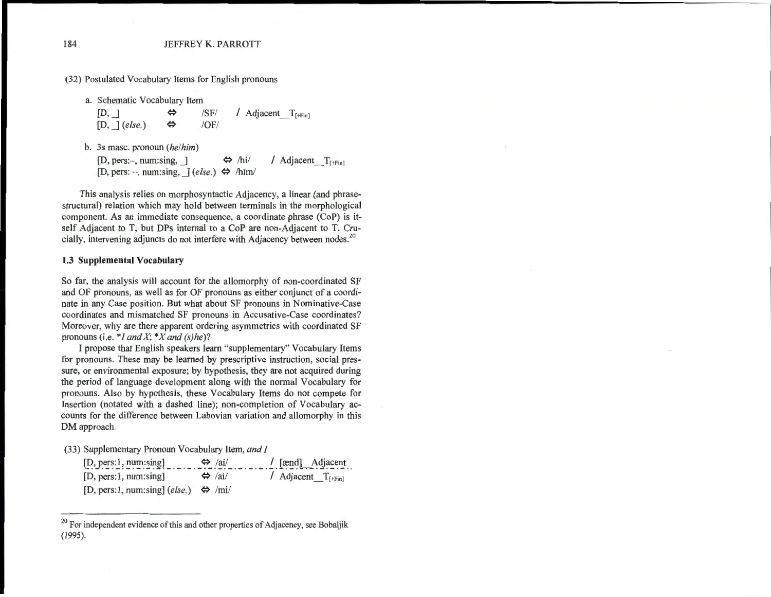(32) Postulated Vocabulary Items for English pronouns

a. Schematic Vocabulary Item

[D, _] ⇔ /SF/ / Adjacent__$T_{[+Fin]}$

[D, _] (*else*.) ⇔ /OF/

b. 3s masc. pronoun (*he*/*him*)

[D, pers:–, num:sing, _] ⇔ /hi/ / Adjacent__$T_{[+Fin]}$

[D, pers: --, num:sing, _] (*else*.) ⇔ /hIm/

This analysis relies on morphosyntactic Adjacency, a linear (and phrase-structural) relation which may hold between terminals in the morphological component. As an immediate consequence, a coordinate phrase (CoP) is itself Adjacent to T, but DPs internal to a CoP are non-Adjacent to T. Crucially, intervening adjuncts do not interfere with Adjacency between nodes.[20]

### 1.3 Supplemental Vocabulary

So far, the analysis will account for the allomorphy of non-coordinated SF and OF pronouns, as well as for OF pronouns as either conjunct of a coordinate in any Case position. But what about SF pronouns in Nominative-Case coordinates and mismatched SF pronouns in Accusative-Case coordinates? Moreover, why are there apparent ordering asymmetries with coordinated SF pronouns (i.e. **I and X*; **X and (s)he*)?

I propose that English speakers learn "supplementary" Vocabulary Items for pronouns. These may be learned by prescriptive instruction, social pressure, or environmental exposure; by hypothesis, they are not acquired during the period of language development along with the normal Vocabulary for pronouns. Also by hypothesis, these Vocabulary Items do not compete for Insertion (notated with a dashed line); non-completion of Vocabulary accounts for the difference between Labovian variation and allomorphy in this DM approach.

(33) Supplementary Pronoun Vocabulary Item, *and I*

[D, pers:1, num:sing] ⇔ /ai/ / [ænd]__Adjacent
- - - - - - - - - - - - - - - - - - - - - - - - - - - - - - - - - - - - - - - -
[D, pers:1, num:sing] ⇔ /ai/ / Adjacent__$T_{[+Fin]}$

[D, pers:1, num:sing] (*else*.) ⇔ /mi/

---

[20] For independent evidence of this and other properties of Adjacency, see Bobaljik (1995).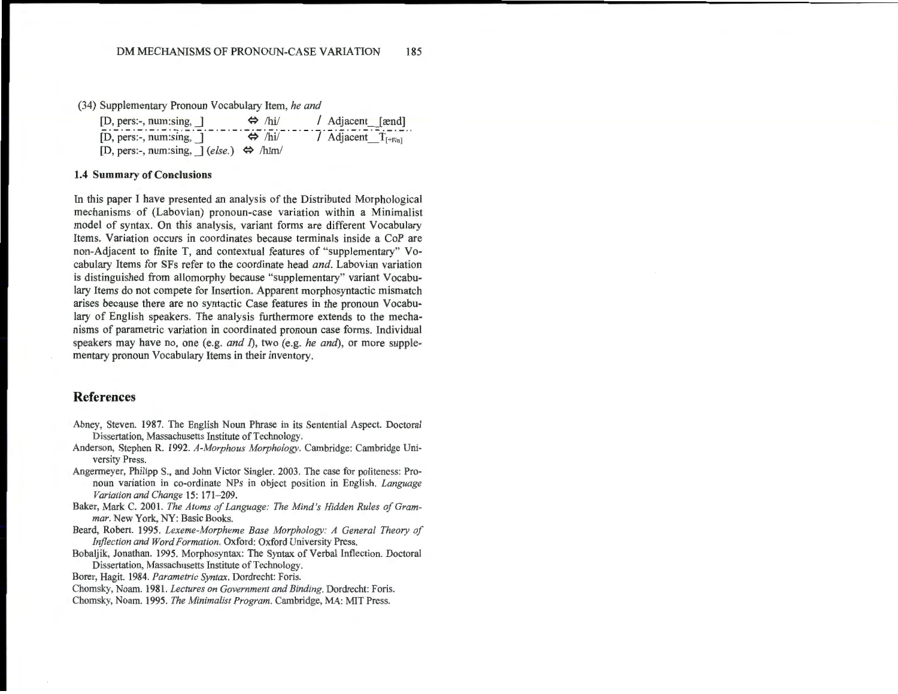(34) Supplementary Pronoun Vocabulary Item, *he and*

| | | |
|---|---|---|
| [D, pers:-, num:sing, _] | ⇔ /hi/ | / Adjacent__[ænd] |
| [D, pers:-, num:sing, _] | ⇔ /hi/ | / Adjacent__$T_{[+Fin]}$ |
| [D, pers:-, num:sing, _] (*else.*) | ⇔ /hɪm/ | |

### 1.4 Summary of Conclusions

In this paper I have presented an analysis of the Distributed Morphological mechanisms of (Labovian) pronoun-case variation within a Minimalist model of syntax. On this analysis, variant forms are different Vocabulary Items. Variation occurs in coordinates because terminals inside a CoP are non-Adjacent to finite T, and contextual features of "supplementary" Vocabulary Items for SFs refer to the coordinate head *and*. Labovian variation is distinguished from allomorphy because "supplementary" variant Vocabulary Items do not compete for Insertion. Apparent morphosyntactic mismatch arises because there are no syntactic Case features in the pronoun Vocabulary of English speakers. The analysis furthermore extends to the mechanisms of parametric variation in coordinated pronoun case forms. Individual speakers may have no, one (e.g. *and I*), two (e.g. *he and*), or more supplementary pronoun Vocabulary Items in their inventory.

## References

Abney, Steven. 1987. The English Noun Phrase in its Sentential Aspect. Doctoral Dissertation, Massachusetts Institute of Technology.

Anderson, Stephen R. 1992. *A-Morphous Morphology*. Cambridge: Cambridge University Press.

Angermeyer, Philipp S., and John Victor Singler. 2003. The case for politeness: Pronoun variation in co-ordinate NPs in object position in English. *Language Variation and Change* 15: 171–209.

Baker, Mark C. 2001. *The Atoms of Language: The Mind's Hidden Rules of Grammar*. New York, NY: Basic Books.

Beard, Robert. 1995. *Lexeme-Morpheme Base Morphology: A General Theory of Inflection and Word Formation*. Oxford: Oxford University Press.

Bobaljik, Jonathan. 1995. Morphosyntax: The Syntax of Verbal Inflection. Doctoral Dissertation, Massachusetts Institute of Technology.

Borer, Hagit. 1984. *Parametric Syntax*. Dordrecht: Foris.

Chomsky, Noam. 1981. *Lectures on Government and Binding*. Dordrecht: Foris.

Chomsky, Noam. 1995. *The Minimalist Program*. Cambridge, MA: MIT Press.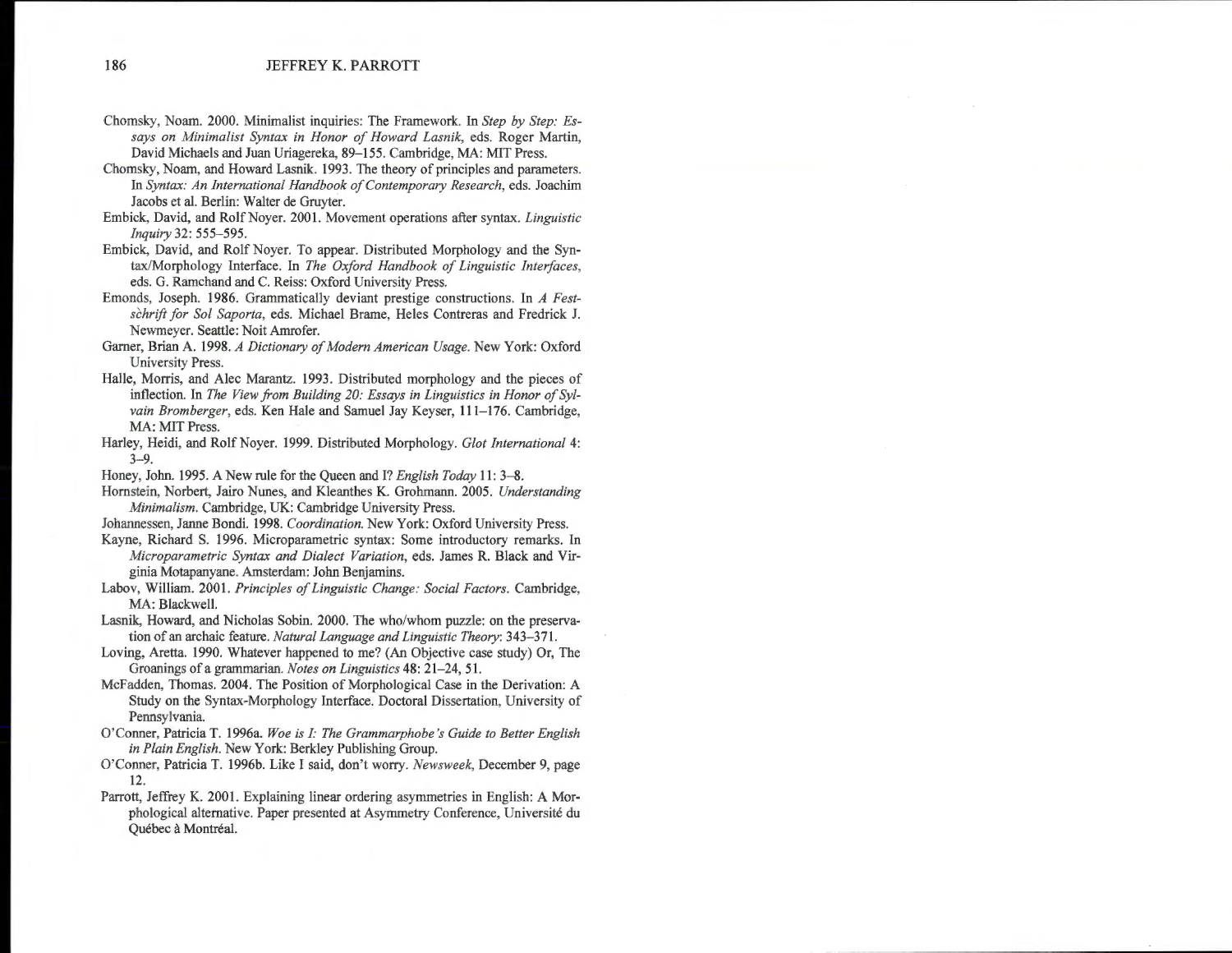Chomsky, Noam. 2000. Minimalist inquiries: The Framework. In *Step by Step: Essays on Minimalist Syntax in Honor of Howard Lasnik*, eds. Roger Martin, David Michaels and Juan Uriagereka, 89–155. Cambridge, MA: MIT Press.

Chomsky, Noam, and Howard Lasnik. 1993. The theory of principles and parameters. In *Syntax: An International Handbook of Contemporary Research*, eds. Joachim Jacobs et al. Berlin: Walter de Gruyter.

Embick, David, and Rolf Noyer. 2001. Movement operations after syntax. *Linguistic Inquiry* 32: 555–595.

Embick, David, and Rolf Noyer. To appear. Distributed Morphology and the Syntax/Morphology Interface. In *The Oxford Handbook of Linguistic Interfaces*, eds. G. Ramchand and C. Reiss: Oxford University Press.

Emonds, Joseph. 1986. Grammatically deviant prestige constructions. In *A Festschrift for Sol Saporta*, eds. Michael Brame, Heles Contreras and Fredrick J. Newmeyer. Seattle: Noit Amrofer.

Garner, Brian A. 1998. *A Dictionary of Modern American Usage*. New York: Oxford University Press.

Halle, Morris, and Alec Marantz. 1993. Distributed morphology and the pieces of inflection. In *The View from Building 20: Essays in Linguistics in Honor of Sylvain Bromberger*, eds. Ken Hale and Samuel Jay Keyser, 111–176. Cambridge, MA: MIT Press.

Harley, Heidi, and Rolf Noyer. 1999. Distributed Morphology. *Glot International* 4: 3–9.

Honey, John. 1995. A New rule for the Queen and I? *English Today* 11: 3–8.

Hornstein, Norbert, Jairo Nunes, and Kleanthes K. Grohmann. 2005. *Understanding Minimalism*. Cambridge, UK: Cambridge University Press.

Johannessen, Janne Bondi. 1998. *Coordination*. New York: Oxford University Press.

Kayne, Richard S. 1996. Microparametric syntax: Some introductory remarks. In *Microparametric Syntax and Dialect Variation*, eds. James R. Black and Virginia Motapanyane. Amsterdam: John Benjamins.

Labov, William. 2001. *Principles of Linguistic Change: Social Factors*. Cambridge, MA: Blackwell.

Lasnik, Howard, and Nicholas Sobin. 2000. The who/whom puzzle: on the preservation of an archaic feature. *Natural Language and Linguistic Theory*: 343–371.

Loving, Aretta. 1990. Whatever happened to me? (An Objective case study) Or, The Groanings of a grammarian. *Notes on Linguistics* 48: 21–24, 51.

McFadden, Thomas. 2004. The Position of Morphological Case in the Derivation: A Study on the Syntax-Morphology Interface. Doctoral Dissertation, University of Pennsylvania.

O'Conner, Patricia T. 1996a. *Woe is I: The Grammarphobe's Guide to Better English in Plain English*. New York: Berkley Publishing Group.

O'Conner, Patricia T. 1996b. Like I said, don't worry. *Newsweek*, December 9, page 12.

Parrott, Jeffrey K. 2001. Explaining linear ordering asymmetries in English: A Morphological alternative. Paper presented at Asymmetry Conference, Université du Québec à Montréal.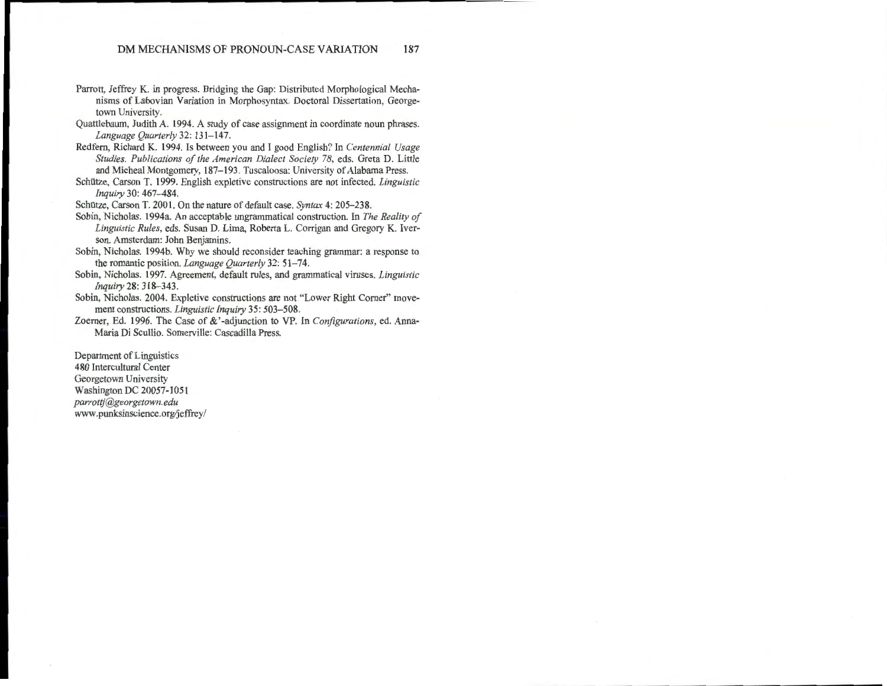Parrott, Jeffrey K. in progress. Bridging the Gap: Distributed Morphological Mechanisms of Labovian Variation in Morphosyntax. Doctoral Dissertation, Georgetown University.

Quattlebaum, Judith A. 1994. A study of case assignment in coordinate noun phrases. *Language Quarterly* 32: 131–147.

Redfern, Richard K. 1994. Is between you and I good English? In *Centennial Usage Studies. Publications of the American Dialect Society 78*, eds. Greta D. Little and Micheal Montgomery, 187–193. Tuscaloosa: University of Alabama Press.

Schütze, Carson T. 1999. English expletive constructions are not infected. *Linguistic Inquiry* 30: 467–484.

Schütze, Carson T. 2001. On the nature of default case. *Syntax* 4: 205–238.

Sobin, Nicholas. 1994a. An acceptable ungrammatical construction. In *The Reality of Linguistic Rules*, eds. Susan D. Lima, Roberta L. Corrigan and Gregory K. Iverson. Amsterdam: John Benjamins.

Sobin, Nicholas. 1994b. Why we should reconsider teaching grammar: a response to the romantic position. *Language Quarterly* 32: 51–74.

Sobin, Nicholas. 1997. Agreement, default rules, and grammatical viruses. *Linguistic Inquiry* 28: 318–343.

Sobin, Nicholas. 2004. Expletive constructions are not "Lower Right Corner" movement constructions. *Linguistic Inquiry* 35: 503–508.

Zoerner, Ed. 1996. The Case of &'-adjunction to VP. In *Configurations*, ed. Anna-Maria Di Scullio. Somerville: Cascadilla Press.

Department of Linguistics
480 Intercultural Center
Georgetown University
Washington DC 20057-1051
*parrottj@georgetown.edu*
www.punksinscience.org/jeffrey/